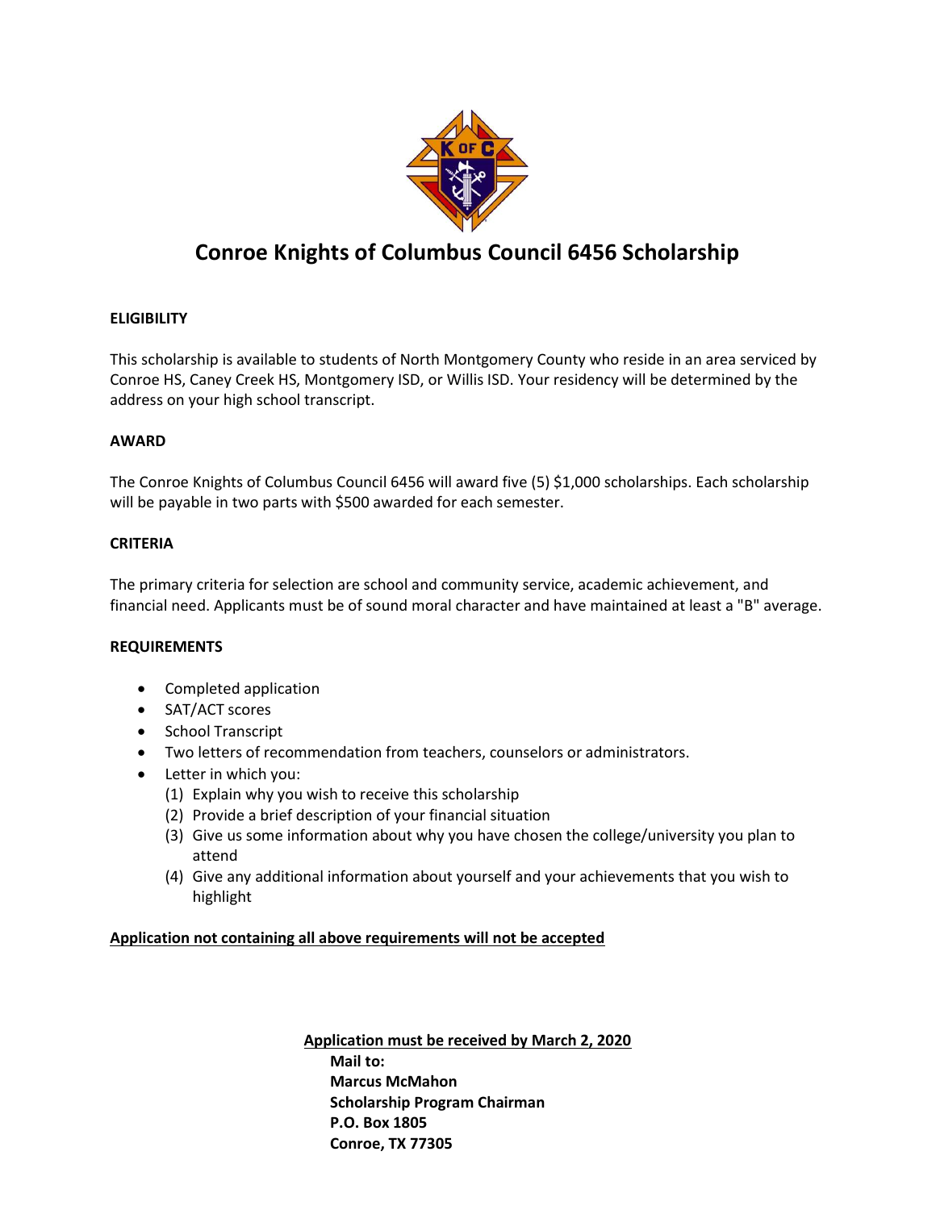# Conroe Knights of Columbus Council 6456 Scholarship

**ELIGIBILITY**

This scholarship is available to students of North Montgomery County who reside in an area serviced by Conroe HS, Caney Creek HS, Montgomery ISD, or Willis ISD. Your residency will be determined by the address on your high school transcript.

**AWARD**

The Conroe Knights of Columbus Council 6456 will award five (5) $1,000 scholarships. Each scholarship will be payable in two parts with $500 awarded for each semester.

**CRITERIA**

The primary criteria for selection are school and community service, academic achievement, and financial need. Applicants must be of sound moral character and have maintained at least a "B" average.

**REQUIREMENTS**

- Completed application
- SAT/ACT scores
- School Transcript
- Two letters of recommendation from teachers, counselors or administrators.
- Letter in which you:
  (1) Explain why you wish to receive this scholarship
  (2) Provide a brief description of your financial situation
  (3) Give us some information about why you have chosen the college/university you plan to attend
  (4) Give any additional information about yourself and your achievements that you wish to highlight

**Application not containing all above requirements will not be accepted**

**Application must be received by March 2, 2020**

**Mail to:**
**Marcus McMahon**
**Scholarship Program Chairman**
**P.O. Box 1805**
**Conroe, TX 77305**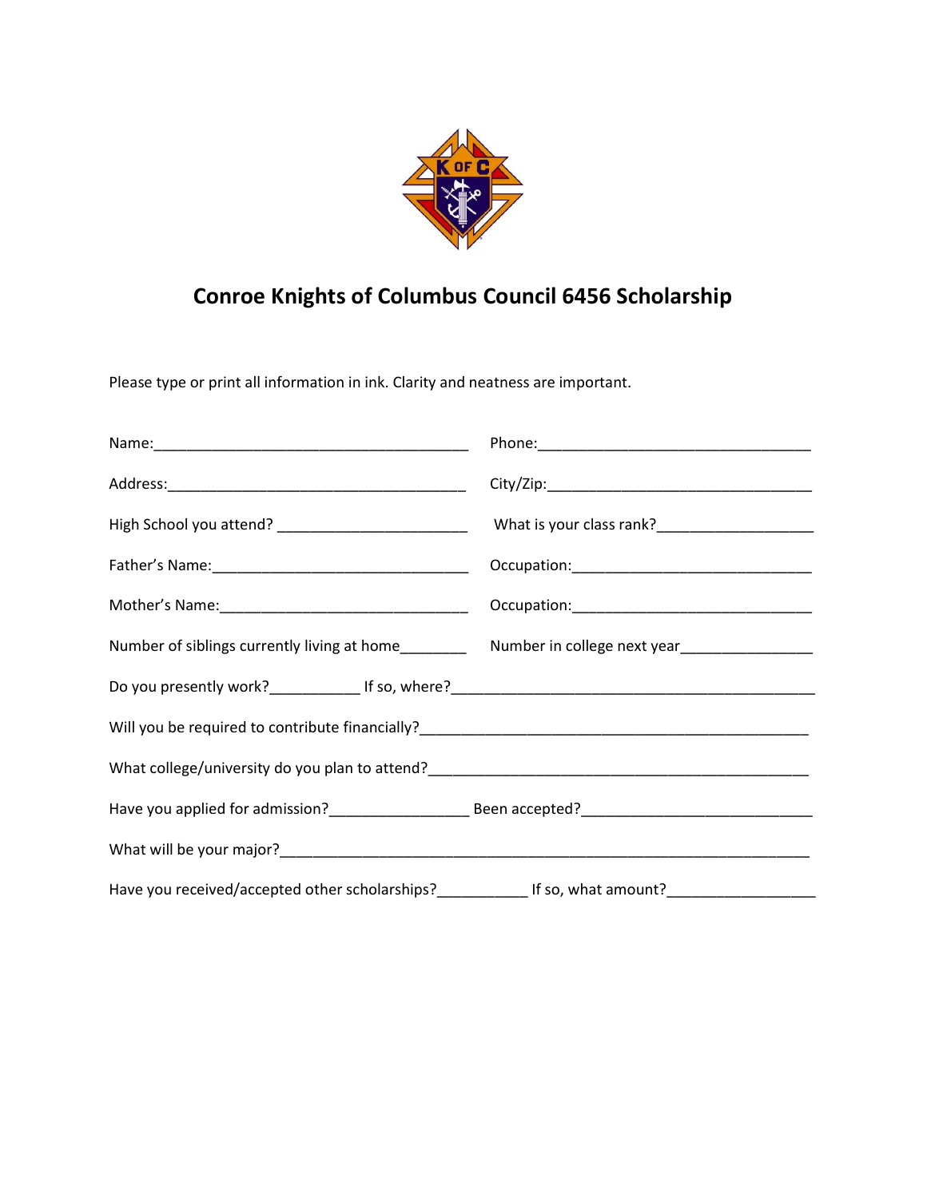# Conroe Knights of Columbus Council 6456 Scholarship

Please type or print all information in ink. Clarity and neatness are important.

Name:______________________________________ Phone:_________________________________

Address:____________________________________ City/Zip:________________________________

High School you attend? ______________________ What is your class rank?__________________

Father's Name:______________________________ Occupation:_____________________________

Mother's Name:_____________________________ Occupation:_____________________________

Number of siblings currently living at home________ Number in college next year_______________

Do you presently work?__________ If so, where?____________________________________________

Will you be required to contribute financially?______________________________________________

What college/university do you plan to attend?_____________________________________________

Have you applied for admission?________________ Been accepted?__________________________

What will be your major?_______________________________________________________________

Have you received/accepted other scholarships?__________ If so, what amount?_________________